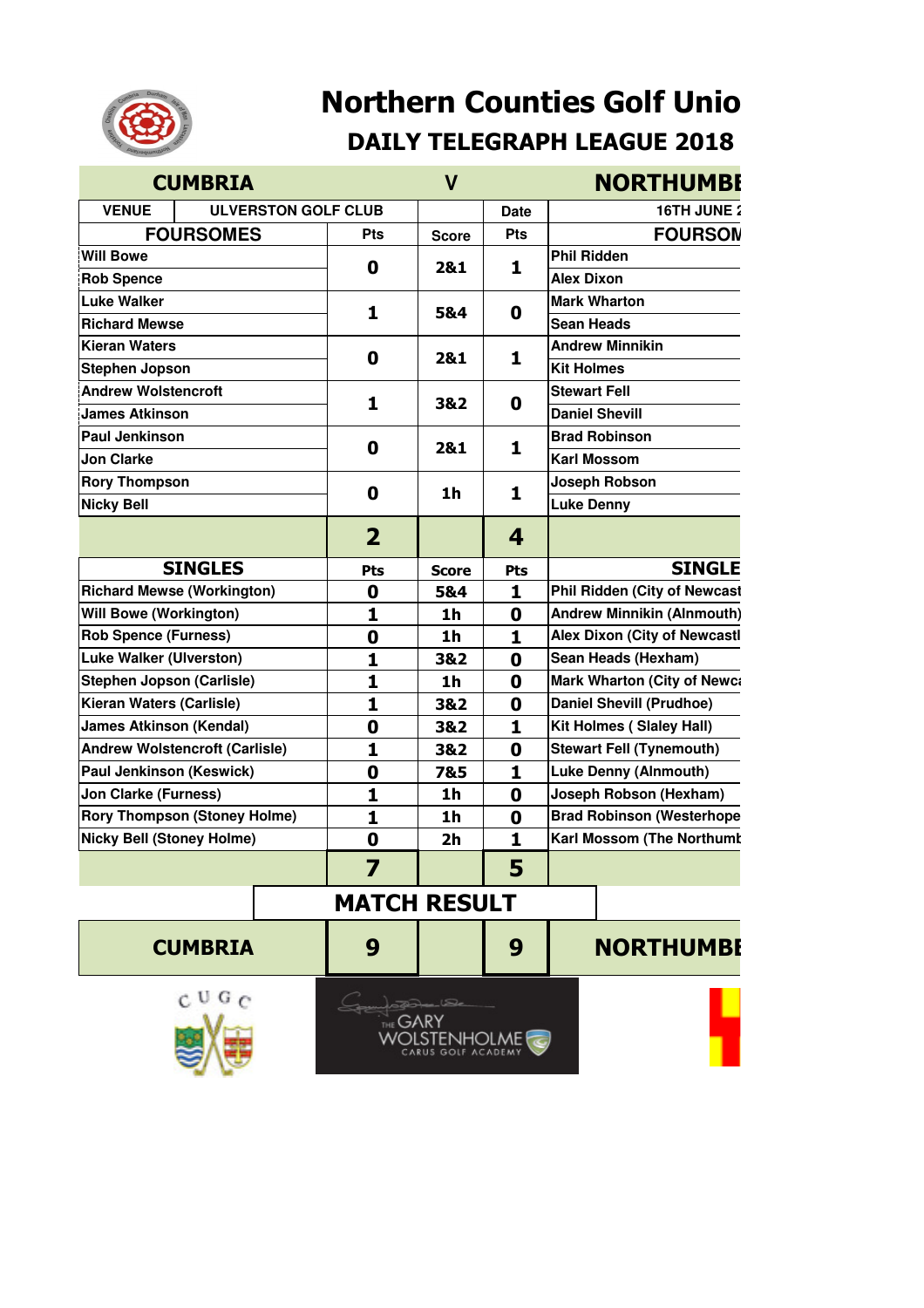# Northern Counties Golf Unio

## DAILY TELEGRAPH LEAGUE 2018

| CUMBRIA | | V | | NORTHUMBE |
|---|---|---|---|---|
| VENUE: ULVERSTON GOLF CLUB | | | Date | 16TH JUNE 2 |
| **FOURSOMES** | **Pts** | **Score** | **Pts** | **FOURSOM** |
| Will Bowe / Rob Spence | 0 | 2&1 | 1 | Phil Ridden / Alex Dixon |
| Luke Walker / Richard Mewse | 1 | 5&4 | 0 | Mark Wharton / Sean Heads |
| Kieran Waters / Stephen Jopson | 0 | 2&1 | 1 | Andrew Minnikin / Kit Holmes |
| Andrew Wolstencroft / James Atkinson | 1 | 3&2 | 0 | Stewart Fell / Daniel Shevill |
| Paul Jenkinson / Jon Clarke | 0 | 2&1 | 1 | Brad Robinson / Karl Mossom |
| Rory Thompson / Nicky Bell | 0 | 1h | 1 | Joseph Robson / Luke Denny |
| | **2** | | **4** | |
| **SINGLES** | **Pts** | **Score** | **Pts** | **SINGLE** |
| Richard Mewse (Workington) | 0 | 5&4 | 1 | Phil Ridden (City of Newcast |
| Will Bowe (Workington) | 1 | 1h | 0 | Andrew Minnikin (Alnmouth) |
| Rob Spence (Furness) | 0 | 1h | 1 | Alex Dixon (City of Newcastl |
| Luke Walker (Ulverston) | 1 | 3&2 | 0 | Sean Heads (Hexham) |
| Stephen Jopson (Carlisle) | 1 | 1h | 0 | Mark Wharton (City of Newca |
| Kieran Waters (Carlisle) | 1 | 3&2 | 0 | Daniel Shevill (Prudhoe) |
| James Atkinson (Kendal) | 0 | 3&2 | 1 | Kit Holmes ( Slaley Hall) |
| Andrew Wolstencroft (Carlisle) | 1 | 3&2 | 0 | Stewart Fell (Tynemouth) |
| Paul Jenkinson (Keswick) | 0 | 7&5 | 1 | Luke Denny (Alnmouth) |
| Jon Clarke (Furness) | 1 | 1h | 0 | Joseph Robson (Hexham) |
| Rory Thompson (Stoney Holme) | 1 | 1h | 0 | Brad Robinson (Westerhope |
| Nicky Bell (Stoney Holme) | 0 | 2h | 1 | Karl Mossom (The Northumb |
| | **7** | | **5** | |

## MATCH RESULT

| CUMBRIA | 9 | | 9 | NORTHUMBE |
|---|---|---|---|---|

CUGC

THE GARY WOLSTENHOLME CARUS GOLF ACADEMY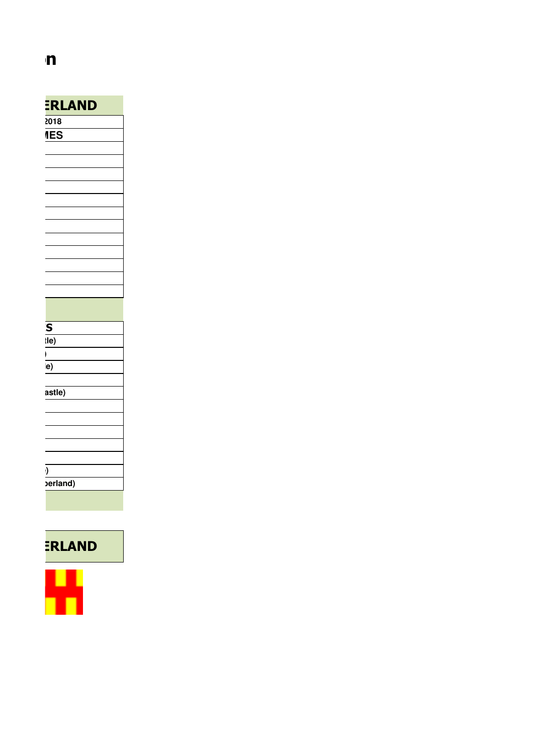n

| ERLAND |
|---|
| 2018 |
| MES |
| |
| |
| |
| |
| |
| |
| |
| |
| |
| |
| |
| |
| |
| S |
| tle) |
| ) |
| e) |
| |
| astle) |
| |
| |
| |
| |
| |
| ) |
| berland) |
| |

| ERLAND |
|---|